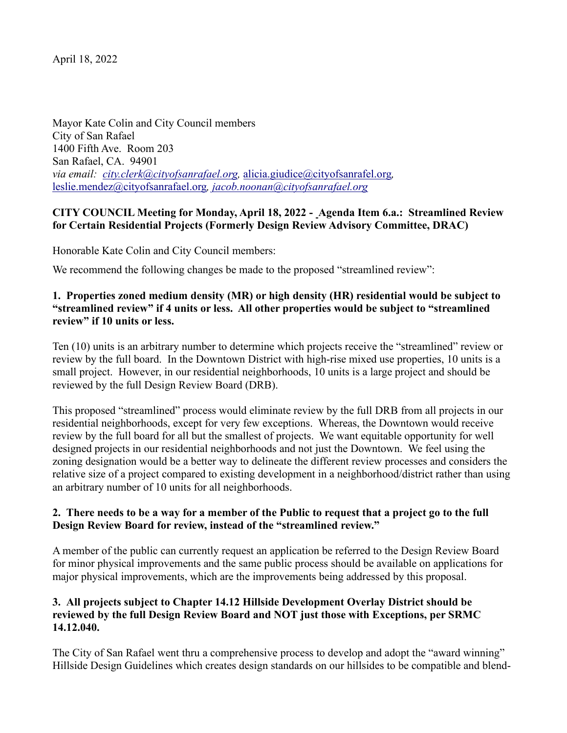April 18, 2022

Mayor Kate Colin and City Council members
City of San Rafael
1400 Fifth Ave. Room 203
San Rafael, CA. 94901
*via email: city.clerk@cityofsanrafael.org,* alicia.giudice@cityofsanrafel.org*,*
leslie.mendez@cityofsanrafael.org*, jacob.noonan@cityofsanrafael.org*

**CITY COUNCIL Meeting for Monday, April 18, 2022 - Agenda Item 6.a.: Streamlined Review for Certain Residential Projects (Formerly Design Review Advisory Committee, DRAC)**

Honorable Kate Colin and City Council members:

We recommend the following changes be made to the proposed "streamlined review":

**1. Properties zoned medium density (MR) or high density (HR) residential would be subject to "streamlined review" if 4 units or less. All other properties would be subject to "streamlined review" if 10 units or less.**

Ten (10) units is an arbitrary number to determine which projects receive the "streamlined" review or review by the full board. In the Downtown District with high-rise mixed use properties, 10 units is a small project. However, in our residential neighborhoods, 10 units is a large project and should be reviewed by the full Design Review Board (DRB).

This proposed "streamlined" process would eliminate review by the full DRB from all projects in our residential neighborhoods, except for very few exceptions. Whereas, the Downtown would receive review by the full board for all but the smallest of projects. We want equitable opportunity for well designed projects in our residential neighborhoods and not just the Downtown. We feel using the zoning designation would be a better way to delineate the different review processes and considers the relative size of a project compared to existing development in a neighborhood/district rather than using an arbitrary number of 10 units for all neighborhoods.

**2. There needs to be a way for a member of the Public to request that a project go to the full Design Review Board for review, instead of the "streamlined review."**

A member of the public can currently request an application be referred to the Design Review Board for minor physical improvements and the same public process should be available on applications for major physical improvements, which are the improvements being addressed by this proposal.

**3. All projects subject to Chapter 14.12 Hillside Development Overlay District should be reviewed by the full Design Review Board and NOT just those with Exceptions, per SRMC 14.12.040.**

The City of San Rafael went thru a comprehensive process to develop and adopt the "award winning" Hillside Design Guidelines which creates design standards on our hillsides to be compatible and blend-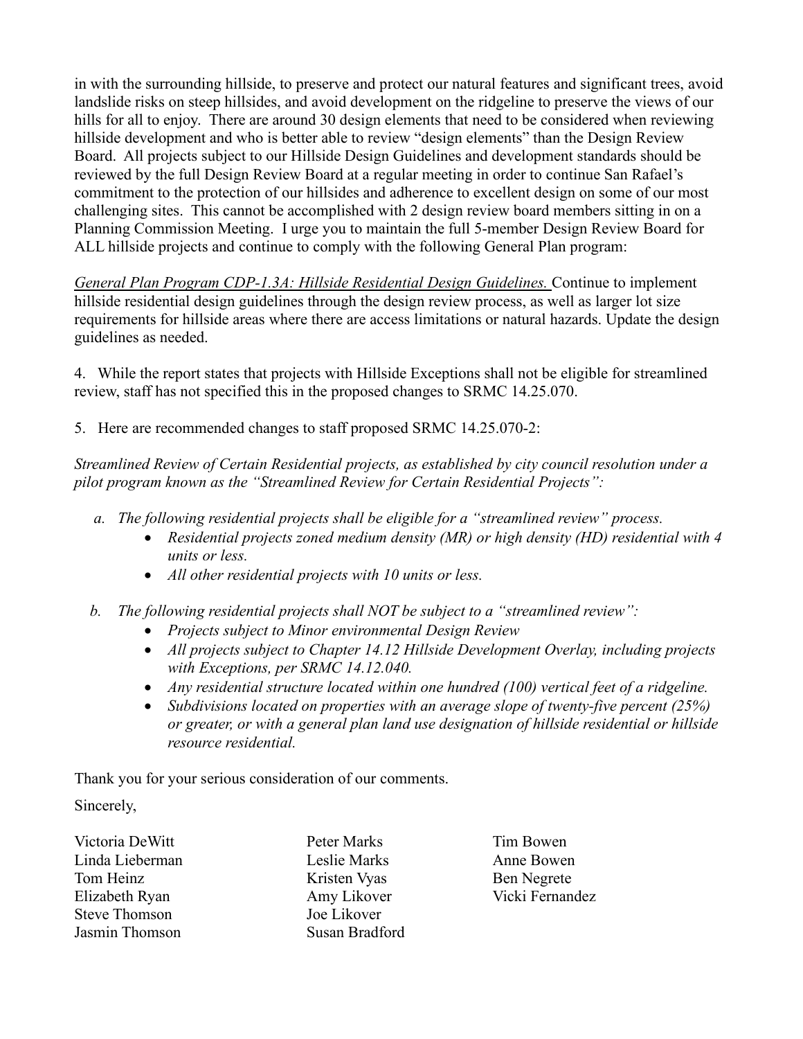in with the surrounding hillside, to preserve and protect our natural features and significant trees, avoid landslide risks on steep hillsides, and avoid development on the ridgeline to preserve the views of our hills for all to enjoy. There are around 30 design elements that need to be considered when reviewing hillside development and who is better able to review "design elements" than the Design Review Board. All projects subject to our Hillside Design Guidelines and development standards should be reviewed by the full Design Review Board at a regular meeting in order to continue San Rafael's commitment to the protection of our hillsides and adherence to excellent design on some of our most challenging sites. This cannot be accomplished with 2 design review board members sitting in on a Planning Commission Meeting. I urge you to maintain the full 5-member Design Review Board for ALL hillside projects and continue to comply with the following General Plan program:

*General Plan Program CDP-1.3A: Hillside Residential Design Guidelines.* Continue to implement hillside residential design guidelines through the design review process, as well as larger lot size requirements for hillside areas where there are access limitations or natural hazards. Update the design guidelines as needed.

4. While the report states that projects with Hillside Exceptions shall not be eligible for streamlined review, staff has not specified this in the proposed changes to SRMC 14.25.070.

5. Here are recommended changes to staff proposed SRMC 14.25.070-2:

*Streamlined Review of Certain Residential projects, as established by city council resolution under a pilot program known as the "Streamlined Review for Certain Residential Projects":*

a. *The following residential projects shall be eligible for a "streamlined review" process.*
   - *Residential projects zoned medium density (MR) or high density (HD) residential with 4 units or less.*
   - *All other residential projects with 10 units or less.*

b. *The following residential projects shall NOT be subject to a "streamlined review":*
   - *Projects subject to Minor environmental Design Review*
   - *All projects subject to Chapter 14.12 Hillside Development Overlay, including projects with Exceptions, per SRMC 14.12.040.*
   - *Any residential structure located within one hundred (100) vertical feet of a ridgeline.*
   - *Subdivisions located on properties with an average slope of twenty-five percent (25%) or greater, or with a general plan land use designation of hillside residential or hillside resource residential.*

Thank you for your serious consideration of our comments.

Sincerely,

Victoria DeWitt
Linda Lieberman
Tom Heinz
Elizabeth Ryan
Steve Thomson
Jasmin Thomson
Peter Marks
Leslie Marks
Kristen Vyas
Amy Likover
Joe Likover
Susan Bradford
Tim Bowen
Anne Bowen
Ben Negrete
Vicki Fernandez